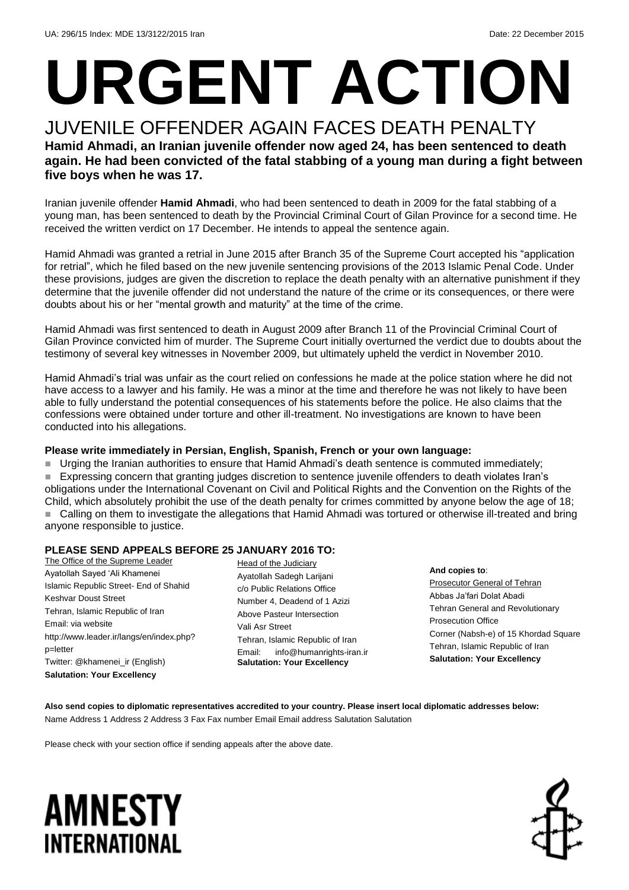UA: 296/15 Index: MDE 13/3122/2015 Iran Date: 22 December 2015

# URGENT ACTION

## JUVENILE OFFENDER AGAIN FACES DEATH PENALTY

**Hamid Ahmadi, an Iranian juvenile offender now aged 24, has been sentenced to death again. He had been convicted of the fatal stabbing of a young man during a fight between five boys when he was 17.**

Iranian juvenile offender **Hamid Ahmadi**, who had been sentenced to death in 2009 for the fatal stabbing of a young man, has been sentenced to death by the Provincial Criminal Court of Gilan Province for a second time. He received the written verdict on 17 December. He intends to appeal the sentence again.

Hamid Ahmadi was granted a retrial in June 2015 after Branch 35 of the Supreme Court accepted his "application for retrial", which he filed based on the new juvenile sentencing provisions of the 2013 Islamic Penal Code. Under these provisions, judges are given the discretion to replace the death penalty with an alternative punishment if they determine that the juvenile offender did not understand the nature of the crime or its consequences, or there were doubts about his or her "mental growth and maturity" at the time of the crime.

Hamid Ahmadi was first sentenced to death in August 2009 after Branch 11 of the Provincial Criminal Court of Gilan Province convicted him of murder. The Supreme Court initially overturned the verdict due to doubts about the testimony of several key witnesses in November 2009, but ultimately upheld the verdict in November 2010.

Hamid Ahmadi's trial was unfair as the court relied on confessions he made at the police station where he did not have access to a lawyer and his family. He was a minor at the time and therefore he was not likely to have been able to fully understand the potential consequences of his statements before the police. He also claims that the confessions were obtained under torture and other ill-treatment. No investigations are known to have been conducted into his allegations.

**Please write immediately in Persian, English, Spanish, French or your own language:**

- Urging the Iranian authorities to ensure that Hamid Ahmadi's death sentence is commuted immediately;
- Expressing concern that granting judges discretion to sentence juvenile offenders to death violates Iran's obligations under the International Covenant on Civil and Political Rights and the Convention on the Rights of the Child, which absolutely prohibit the use of the death penalty for crimes committed by anyone below the age of 18;
- Calling on them to investigate the allegations that Hamid Ahmadi was tortured or otherwise ill-treated and bring anyone responsible to justice.

**PLEASE SEND APPEALS BEFORE 25 JANUARY 2016 TO:**

The Office of the Supreme Leader
Ayatollah Sayed 'Ali Khamenei
Islamic Republic Street- End of Shahid Keshvar Doust Street
Tehran, Islamic Republic of Iran
Email: via website http://www.leader.ir/langs/en/index.php?p=letter
Twitter: @khamenei_ir (English)
**Salutation: Your Excellency**

Head of the Judiciary
Ayatollah Sadegh Larijani
c/o Public Relations Office
Number 4, Deadend of 1 Azizi
Above Pasteur Intersection
Vali Asr Street
Tehran, Islamic Republic of Iran
Email: info@humanrights-iran.ir
**Salutation: Your Excellency**

**And copies to**:
Prosecutor General of Tehran
Abbas Ja'fari Dolat Abadi
Tehran General and Revolutionary Prosecution Office
Corner (Nabsh-e) of 15 Khordad Square
Tehran, Islamic Republic of Iran
**Salutation: Your Excellency**

**Also send copies to diplomatic representatives accredited to your country. Please insert local diplomatic addresses below:**
Name Address 1 Address 2 Address 3 Fax Fax number Email Email address Salutation Salutation

Please check with your section office if sending appeals after the above date.

AMNESTY INTERNATIONAL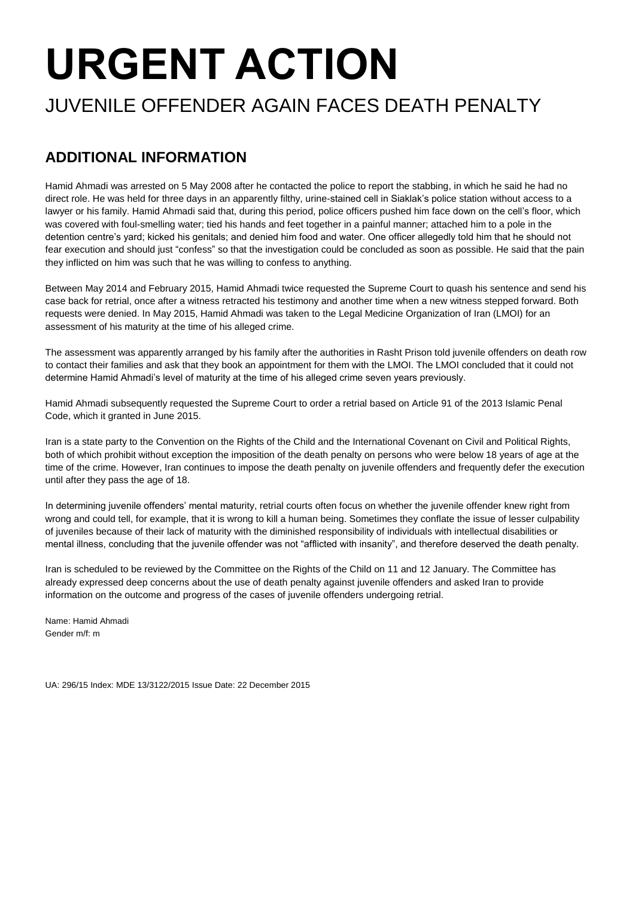# URGENT ACTION

## JUVENILE OFFENDER AGAIN FACES DEATH PENALTY

### ADDITIONAL INFORMATION

Hamid Ahmadi was arrested on 5 May 2008 after he contacted the police to report the stabbing, in which he said he had no direct role. He was held for three days in an apparently filthy, urine-stained cell in Siaklak's police station without access to a lawyer or his family. Hamid Ahmadi said that, during this period, police officers pushed him face down on the cell's floor, which was covered with foul-smelling water; tied his hands and feet together in a painful manner; attached him to a pole in the detention centre's yard; kicked his genitals; and denied him food and water. One officer allegedly told him that he should not fear execution and should just "confess" so that the investigation could be concluded as soon as possible. He said that the pain they inflicted on him was such that he was willing to confess to anything.

Between May 2014 and February 2015, Hamid Ahmadi twice requested the Supreme Court to quash his sentence and send his case back for retrial, once after a witness retracted his testimony and another time when a new witness stepped forward. Both requests were denied. In May 2015, Hamid Ahmadi was taken to the Legal Medicine Organization of Iran (LMOI) for an assessment of his maturity at the time of his alleged crime.

The assessment was apparently arranged by his family after the authorities in Rasht Prison told juvenile offenders on death row to contact their families and ask that they book an appointment for them with the LMOI. The LMOI concluded that it could not determine Hamid Ahmadi's level of maturity at the time of his alleged crime seven years previously.

Hamid Ahmadi subsequently requested the Supreme Court to order a retrial based on Article 91 of the 2013 Islamic Penal Code, which it granted in June 2015.

Iran is a state party to the Convention on the Rights of the Child and the International Covenant on Civil and Political Rights, both of which prohibit without exception the imposition of the death penalty on persons who were below 18 years of age at the time of the crime. However, Iran continues to impose the death penalty on juvenile offenders and frequently defer the execution until after they pass the age of 18.

In determining juvenile offenders' mental maturity, retrial courts often focus on whether the juvenile offender knew right from wrong and could tell, for example, that it is wrong to kill a human being. Sometimes they conflate the issue of lesser culpability of juveniles because of their lack of maturity with the diminished responsibility of individuals with intellectual disabilities or mental illness, concluding that the juvenile offender was not "afflicted with insanity", and therefore deserved the death penalty.

Iran is scheduled to be reviewed by the Committee on the Rights of the Child on 11 and 12 January. The Committee has already expressed deep concerns about the use of death penalty against juvenile offenders and asked Iran to provide information on the outcome and progress of the cases of juvenile offenders undergoing retrial.

Name: Hamid Ahmadi
Gender m/f: m

UA: 296/15 Index: MDE 13/3122/2015 Issue Date: 22 December 2015